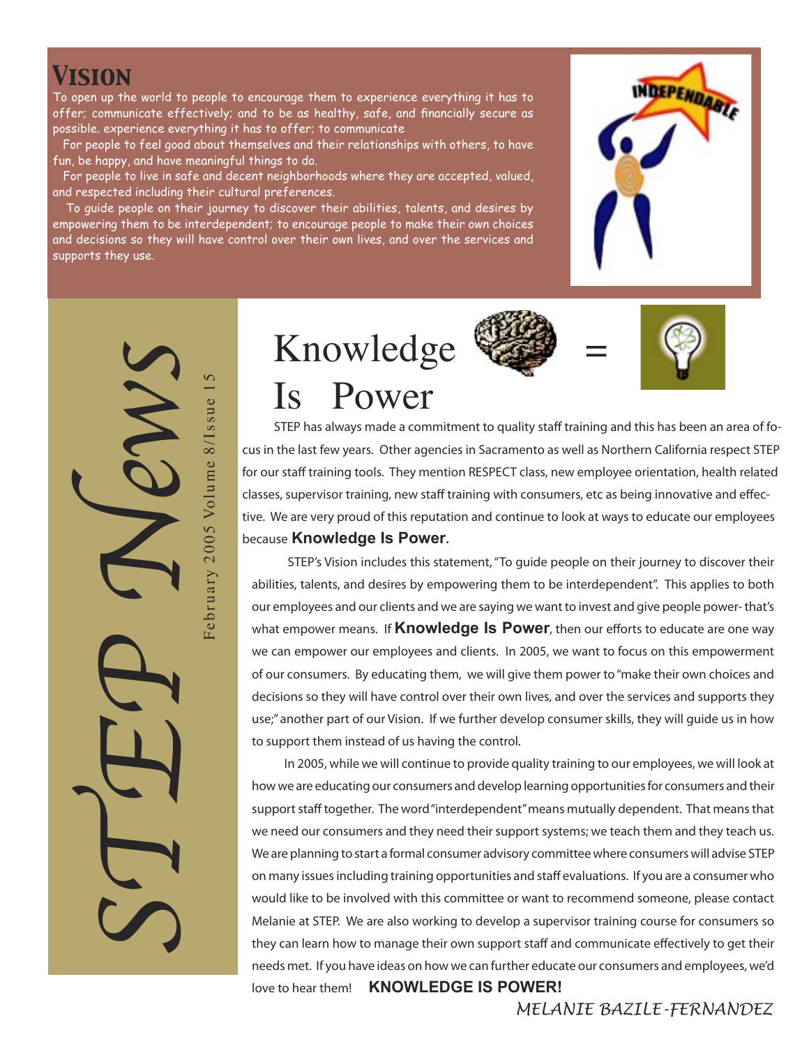## VISION

To open up the world to people to encourage them to experience everything it has to offer; communicate effectively; and to be as healthy, safe, and financially secure as possible. experience everything it has to offer; to communicate

For people to feel good about themselves and their relationships with others, to have fun, be happy, and have meaningful things to do.

For people to live in safe and decent neighborhoods where they are accepted, valued, and respected including their cultural preferences.

To guide people on their journey to discover their abilities, talents, and desires by empowering them to be interdependent; to encourage people to make their own choices and decisions so they will have control over their own lives, and over the services and supports they use.

INDEPENDABLE

# STEP News

February 2005 Volume 8/Issue 15

## Knowledge Is Power

STEP has always made a commitment to quality staff training and this has been an area of focus in the last few years. Other agencies in Sacramento as well as Northern California respect STEP for our staff training tools. They mention RESPECT class, new employee orientation, health related classes, supervisor training, new staff training with consumers, etc as being innovative and effective. We are very proud of this reputation and continue to look at ways to educate our employees because **Knowledge Is Power**.

STEP's Vision includes this statement, "To guide people on their journey to discover their abilities, talents, and desires by empowering them to be interdependent". This applies to both our employees and our clients and we are saying we want to invest and give people power- that's what empower means. If **Knowledge Is Power**, then our efforts to educate are one way we can empower our employees and clients. In 2005, we want to focus on this empowerment of our consumers. By educating them, we will give them power to "make their own choices and decisions so they will have control over their own lives, and over the services and supports they use;" another part of our Vision. If we further develop consumer skills, they will guide us in how to support them instead of us having the control.

In 2005, while we will continue to provide quality training to our employees, we will look at how we are educating our consumers and develop learning opportunities for consumers and their support staff together. The word "interdependent" means mutually dependent. That means that we need our consumers and they need their support systems; we teach them and they teach us. We are planning to start a formal consumer advisory committee where consumers will advise STEP on many issues including training opportunities and staff evaluations. If you are a consumer who would like to be involved with this committee or want to recommend someone, please contact Melanie at STEP. We are also working to develop a supervisor training course for consumers so they can learn how to manage their own support staff and communicate effectively to get their needs met. If you have ideas on how we can further educate our consumers and employees, we'd love to hear them! **KNOWLEDGE IS POWER!**

*MELANIE BAZILE-FERNANDEZ*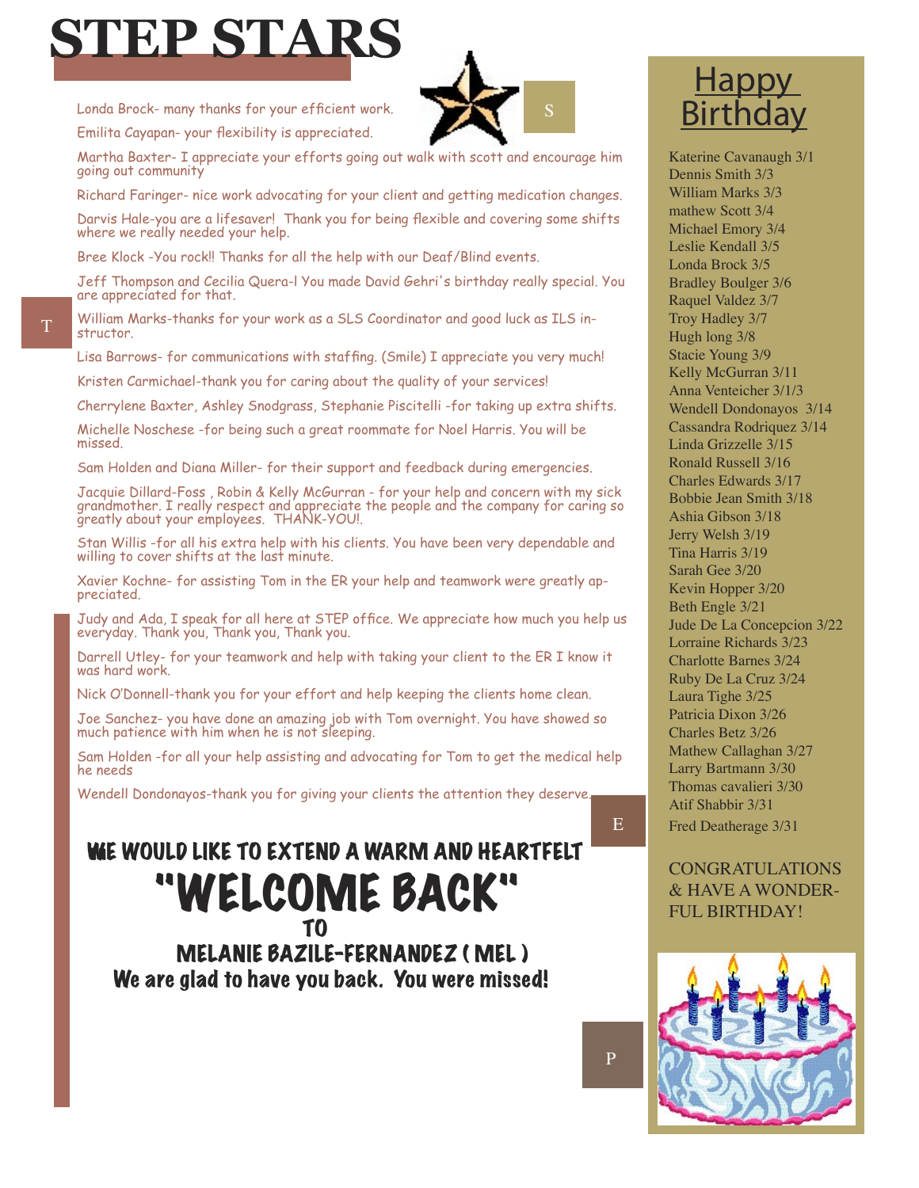# STEP STARS

Londa Brock- many thanks for your efficient work.

Emilita Cayapan- your flexibility is appreciated.

Martha Baxter- I appreciate your efforts going out walk with scott and encourage him going out community

Richard Faringer- nice work advocating for your client and getting medication changes.

Darvis Hale-you are a lifesaver! Thank you for being flexible and covering some shifts where we really needed your help.

Bree Klock -You rock!! Thanks for all the help with our Deaf/Blind events.

Jeff Thompson and Cecilia Quera-l You made David Gehri's birthday really special. You are appreciated for that.

William Marks-thanks for your work as a SLS Coordinator and good luck as ILS instructor.

Lisa Barrows- for communications with staffing. (Smile) I appreciate you very much!

Kristen Carmichael-thank you for caring about the quality of your services!

Cherrylene Baxter, Ashley Snodgrass, Stephanie Piscitelli -for taking up extra shifts.

Michelle Noschese -for being such a great roommate for Noel Harris. You will be missed.

Sam Holden and Diana Miller- for their support and feedback during emergencies.

Jacquie Dillard-Foss , Robin & Kelly McGurran - for your help and concern with my sick grandmother. I really respect and appreciate the people and the company for caring so greatly about your employees. THANK-YOU!.

Stan Willis -for all his extra help with his clients. You have been very dependable and willing to cover shifts at the last minute.

Xavier Kochne- for assisting Tom in the ER your help and teamwork were greatly appreciated.

Judy and Ada, I speak for all here at STEP office. We appreciate how much you help us everyday. Thank you, Thank you, Thank you.

Darrell Utley- for your teamwork and help with taking your client to the ER I know it was hard work.

Nick O'Donnell-thank you for your effort and help keeping the clients home clean.

Joe Sanchez- you have done an amazing job with Tom overnight. You have showed so much patience with him when he is not sleeping.

Sam Holden -for all your help assisting and advocating for Tom to get the medical help he needs

Wendell Dondonayos-thank you for giving your clients the attention they deserve.

**WE WOULD LIKE TO EXTEND A WARM AND HEARTFELT**

# "WELCOME BACK"

**TO**

**MELANIE BAZILE-FERNANDEZ ( MEL )**

**We are glad to have you back. You were missed!**

## Happy Birthday

Katerine Cavanaugh 3/1
Dennis Smith 3/3
William Marks 3/3
mathew Scott 3/4
Michael Emory 3/4
Leslie Kendall 3/5
Londa Brock 3/5
Bradley Boulger 3/6
Raquel Valdez 3/7
Troy Hadley 3/7
Hugh long 3/8
Stacie Young 3/9
Kelly McGurran 3/11
Anna Venteicher 3/1/3
Wendell Dondonayos 3/14
Cassandra Rodriquez 3/14
Linda Grizzelle 3/15
Ronald Russell 3/16
Charles Edwards 3/17
Bobbie Jean Smith 3/18
Ashia Gibson 3/18
Jerry Welsh 3/19
Tina Harris 3/19
Sarah Gee 3/20
Kevin Hopper 3/20
Beth Engle 3/21
Jude De La Concepcion 3/22
Lorraine Richards 3/23
Charlotte Barnes 3/24
Ruby De La Cruz 3/24
Laura Tighe 3/25
Patricia Dixon 3/26
Charles Betz 3/26
Mathew Callaghan 3/27
Larry Bartmann 3/30
Thomas cavalieri 3/30
Atif Shabbir 3/31
Fred Deatherage 3/31

CONGRATULATIONS & HAVE A WONDERFUL BIRTHDAY!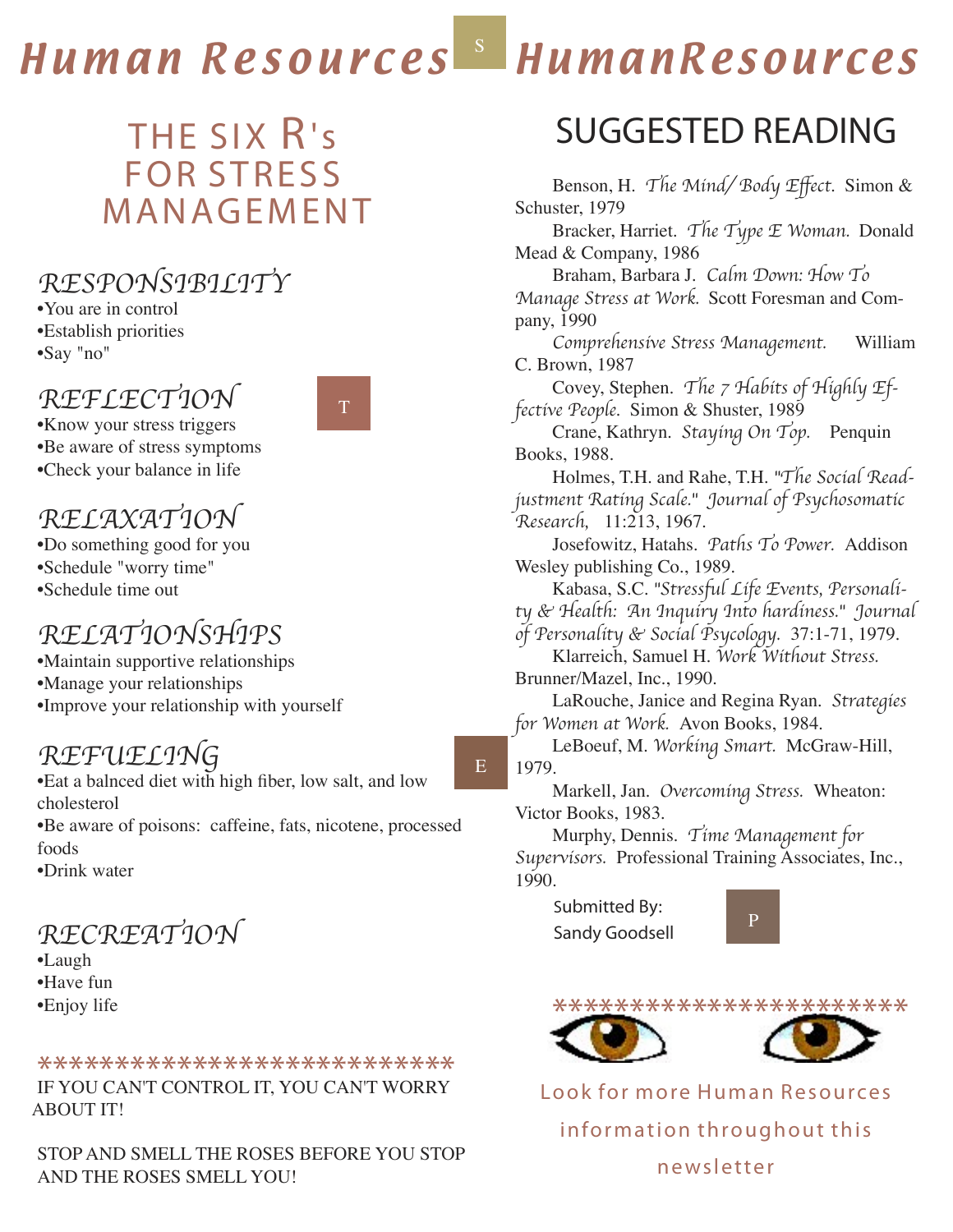# THE SIX R's FOR STRESS MANAGEMENT

## *RESPONSIBILITY*

- You are in control
- Establish priorities
- Say "no"

## *REFLECTION*

- Know your stress triggers
- Be aware of stress symptoms
- Check your balance in life

## *RELAXATION*

- Do something good for you
- Schedule "worry time"
- Schedule time out

## *RELATIONSHIPS*

- Maintain supportive relationships
- Manage your relationships
- Improve your relationship with yourself

## *REFUELING*

- Eat a balnced diet with high fiber, low salt, and low cholesterol
- Be aware of poisons: caffeine, fats, nicotene, processed foods
- Drink water

## *RECREATION*

- Laugh
- Have fun
- Enjoy life

***************************

IF YOU CAN'T CONTROL IT, YOU CAN'T WORRY ABOUT IT!

STOP AND SMELL THE ROSES BEFORE YOU STOP AND THE ROSES SMELL YOU!

# SUGGESTED READING

Benson, H. *The Mind/Body Effect.* Simon & Schuster, 1979

Bracker, Harriet. *The Type E Woman.* Donald Mead & Company, 1986

Braham, Barbara J. *Calm Down: How To Manage Stress at Work.* Scott Foresman and Company, 1990

*Comprehensive Stress Management.* William C. Brown, 1987

Covey, Stephen. *The 7 Habits of Highly Effective People.* Simon & Shuster, 1989

Crane, Kathryn. *Staying On Top.* Penquin Books, 1988.

Holmes, T.H. and Rahe, T.H. *"The Social Readjustment Rating Scale." Journal of Psychosomatic Research,* 11:213, 1967.

Josefowitz, Hatahs. *Paths To Power.* Addison Wesley publishing Co., 1989.

Kabasa, S.C. *"Stressful Life Events, Personality & Health: An Inquiry Into hardiness." Journal of Personality & Social Psycology.* 37:1-71, 1979.

Klarreich, Samuel H. *Work Without Stress.* Brunner/Mazel, Inc., 1990.

LaRouche, Janice and Regina Ryan. *Strategies for Women at Work.* Avon Books, 1984.

LeBoeuf, M. *Working Smart.* McGraw-Hill, 1979.

Markell, Jan. *Overcoming Stress.* Wheaton: Victor Books, 1983.

Murphy, Dennis. *Time Management for Supervisors.* Professional Training Associates, Inc., 1990.

Submitted By:
Sandy Goodsell

***********************

Look for more Human Resources information throughout this newsletter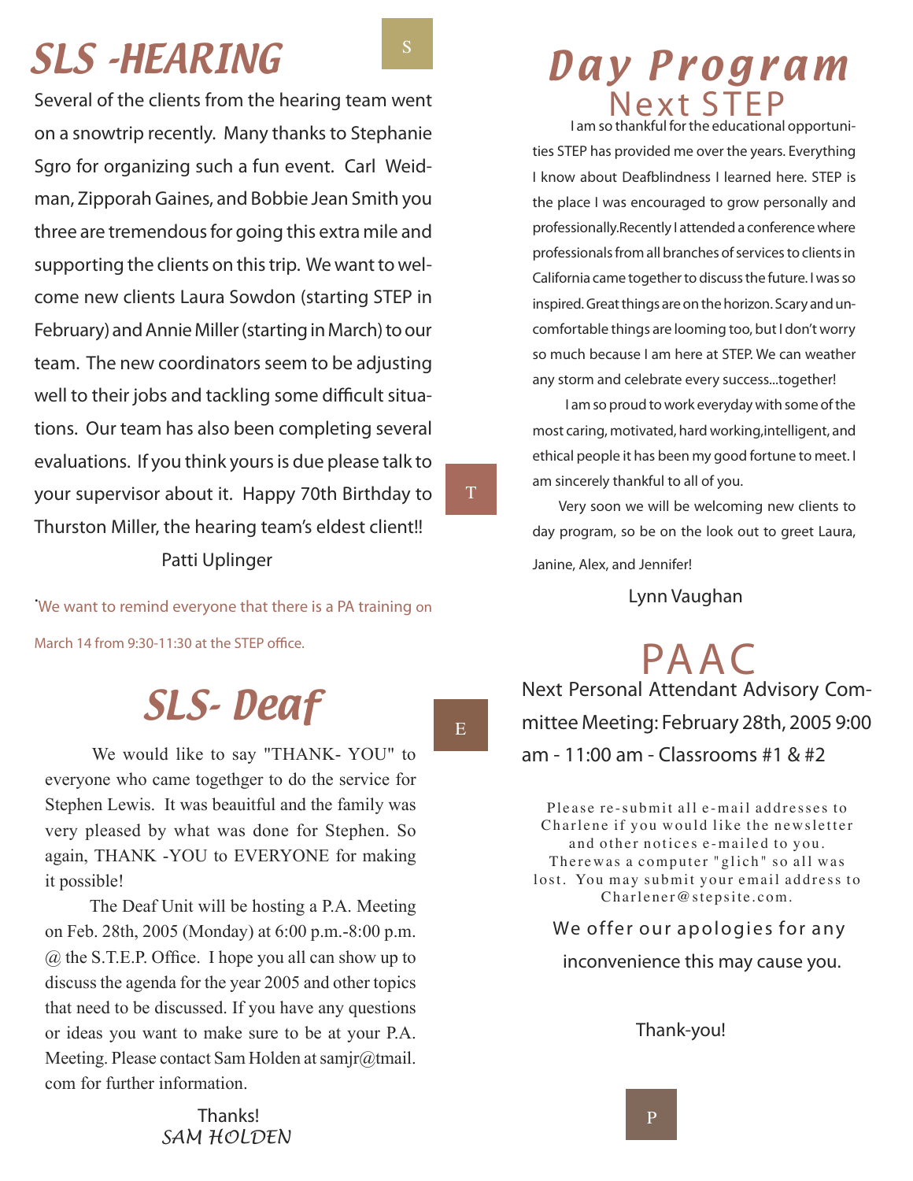# SLS -HEARING

Several of the clients from the hearing team went on a snowtrip recently. Many thanks to Stephanie Sgro for organizing such a fun event. Carl Weidman, Zipporah Gaines, and Bobbie Jean Smith you three are tremendous for going this extra mile and supporting the clients on this trip. We want to welcome new clients Laura Sowdon (starting STEP in February) and Annie Miller (starting in March) to our team. The new coordinators seem to be adjusting well to their jobs and tackling some difficult situations. Our team has also been completing several evaluations. If you think yours is due please talk to your supervisor about it. Happy 70th Birthday to Thurston Miller, the hearing team's eldest client!!

Patti Uplinger

·We want to remind everyone that there is a PA training on March 14 from 9:30-11:30 at the STEP office.

# SLS- Deaf

We would like to say "THANK- YOU" to everyone who came togethger to do the service for Stephen Lewis. It was beauitful and the family was very pleased by what was done for Stephen. So again, THANK -YOU to EVERYONE for making it possible!

The Deaf Unit will be hosting a P.A. Meeting on Feb. 28th, 2005 (Monday) at 6:00 p.m.-8:00 p.m. @ the S.T.E.P. Office. I hope you all can show up to discuss the agenda for the year 2005 and other topics that need to be discussed. If you have any questions or ideas you want to make sure to be at your P.A. Meeting. Please contact Sam Holden at samjr@tmail.com for further information.

Thanks!
*SAM HOLDEN*

# Day Program

## Next STEP

I am so thankful for the educational opportunities STEP has provided me over the years. Everything I know about Deafblindness I learned here. STEP is the place I was encouraged to grow personally and professionally.Recently I attended a conference where professionals from all branches of services to clients in California came together to discuss the future. I was so inspired. Great things are on the horizon. Scary and uncomfortable things are looming too, but I don't worry so much because I am here at STEP. We can weather any storm and celebrate every success...together!

I am so proud to work everyday with some of the most caring, motivated, hard working,intelligent, and ethical people it has been my good fortune to meet. I am sincerely thankful to all of you.

Very soon we will be welcoming new clients to day program, so be on the look out to greet Laura, Janine, Alex, and Jennifer!

Lynn Vaughan

# PAAC

Next Personal Attendant Advisory Committee Meeting: February 28th, 2005 9:00 am - 11:00 am - Classrooms #1 & #2

Please re-submit all e-mail addresses to Charlene if you would like the newsletter and other notices e-mailed to you. Therewas a computer "glich" so all was lost. You may submit your email address to Charlener@stepsite.com.

We offer our apologies for any inconvenience this may cause you.

Thank-you!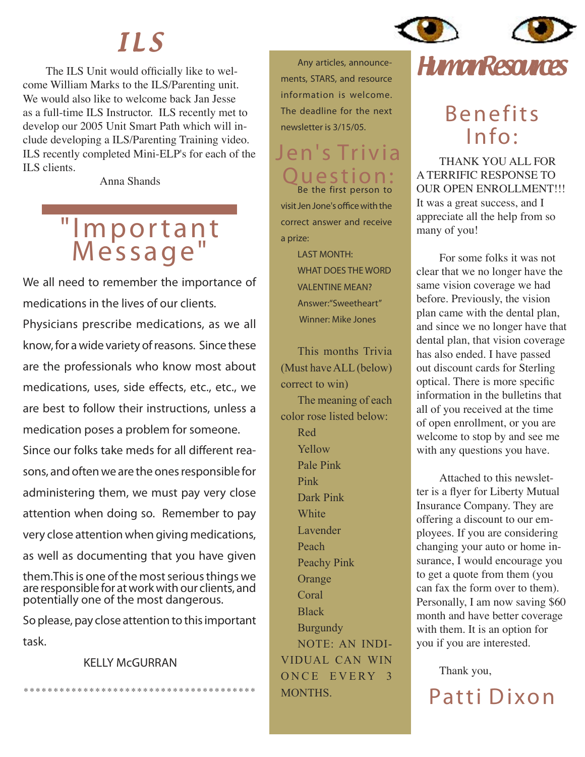# *ILS*

The ILS Unit would officially like to welcome William Marks to the ILS/Parenting unit. We would also like to welcome back Jan Jesse as a full-time ILS Instructor. ILS recently met to develop our 2005 Unit Smart Path which will include developing a ILS/Parenting Training video. ILS recently completed Mini-ELP's for each of the ILS clients.

Anna Shands

## "Important Message"

We all need to remember the importance of medications in the lives of our clients. Physicians prescribe medications, as we all know, for a wide variety of reasons. Since these are the professionals who know most about medications, uses, side effects, etc., etc., we are best to follow their instructions, unless a medication poses a problem for someone. Since our folks take meds for all different reasons, and often we are the ones responsible for administering them, we must pay very close attention when doing so. Remember to pay very close attention when giving medications, as well as documenting that you have given them.This is one of the most serious things we are responsible for at work with our clients, and potentially one of the most dangerous.

So please, pay close attention to this important task.

KELLY McGURRAN

***************************************

Any articles, announcements, STARS, and resource information is welcome. The deadline for the next newsletter is 3/15/05.

## Jen's Trivia Question:

Be the first person to visit Jen Jone's office with the correct answer and receive a prize:

LAST MONTH:
WHAT DOES THE WORD VALENTINE MEAN?
Answer:"Sweetheart"
Winner: Mike Jones

This months Trivia (Must have ALL (below) correct to win)

The meaning of each color rose listed below:

- Red
- Yellow
- Pale Pink
- Pink
- Dark Pink
- White
- Lavender
- Peach
- Peachy Pink
- Orange
- Coral
- Black
- Burgundy

NOTE: AN INDIVIDUAL CAN WIN ONCE EVERY 3 MONTHS.

# *Human Resources*

## Benefits Info:

THANK YOU ALL FOR A TERRIFIC RESPONSE TO OUR OPEN ENROLLMENT!!! It was a great success, and I appreciate all the help from so many of you!

For some folks it was not clear that we no longer have the same vision coverage we had before. Previously, the vision plan came with the dental plan, and since we no longer have that dental plan, that vision coverage has also ended. I have passed out discount cards for Sterling optical. There is more specific information in the bulletins that all of you received at the time of open enrollment, or you are welcome to stop by and see me with any questions you have.

Attached to this newsletter is a flyer for Liberty Mutual Insurance Company. They are offering a discount to our employees. If you are considering changing your auto or home insurance, I would encourage you to get a quote from them (you can fax the form over to them). Personally, I am now saving $60 month and have better coverage with them. It is an option for you if you are interested.

Thank you,

Patti Dixon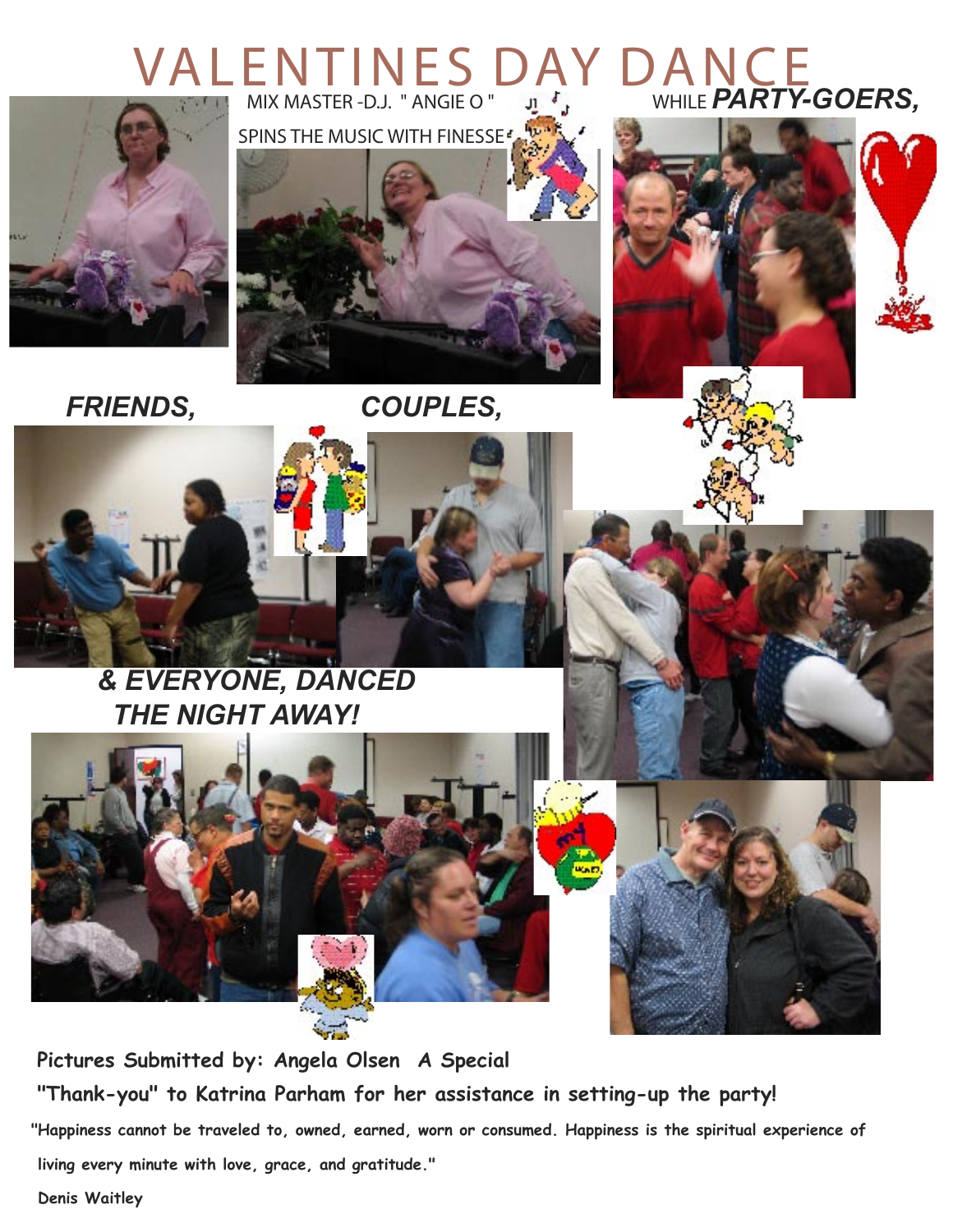# VALENTINES DAY DANCE

MIX MASTER -D.J. " ANGIE O "

SPINS THE MUSIC WITH FINESSE

WHILE ***PARTY-GOERS,***

***FRIENDS,***

***COUPLES,***

***& EVERYONE, DANCED THE NIGHT AWAY!***

**Pictures Submitted by: Angela Olsen A Special "Thank-you" to Katrina Parham for her assistance in setting-up the party!**

**"Happiness cannot be traveled to, owned, earned, worn or consumed. Happiness is the spiritual experience of living every minute with love, grace, and gratitude."**

**Denis Waitley**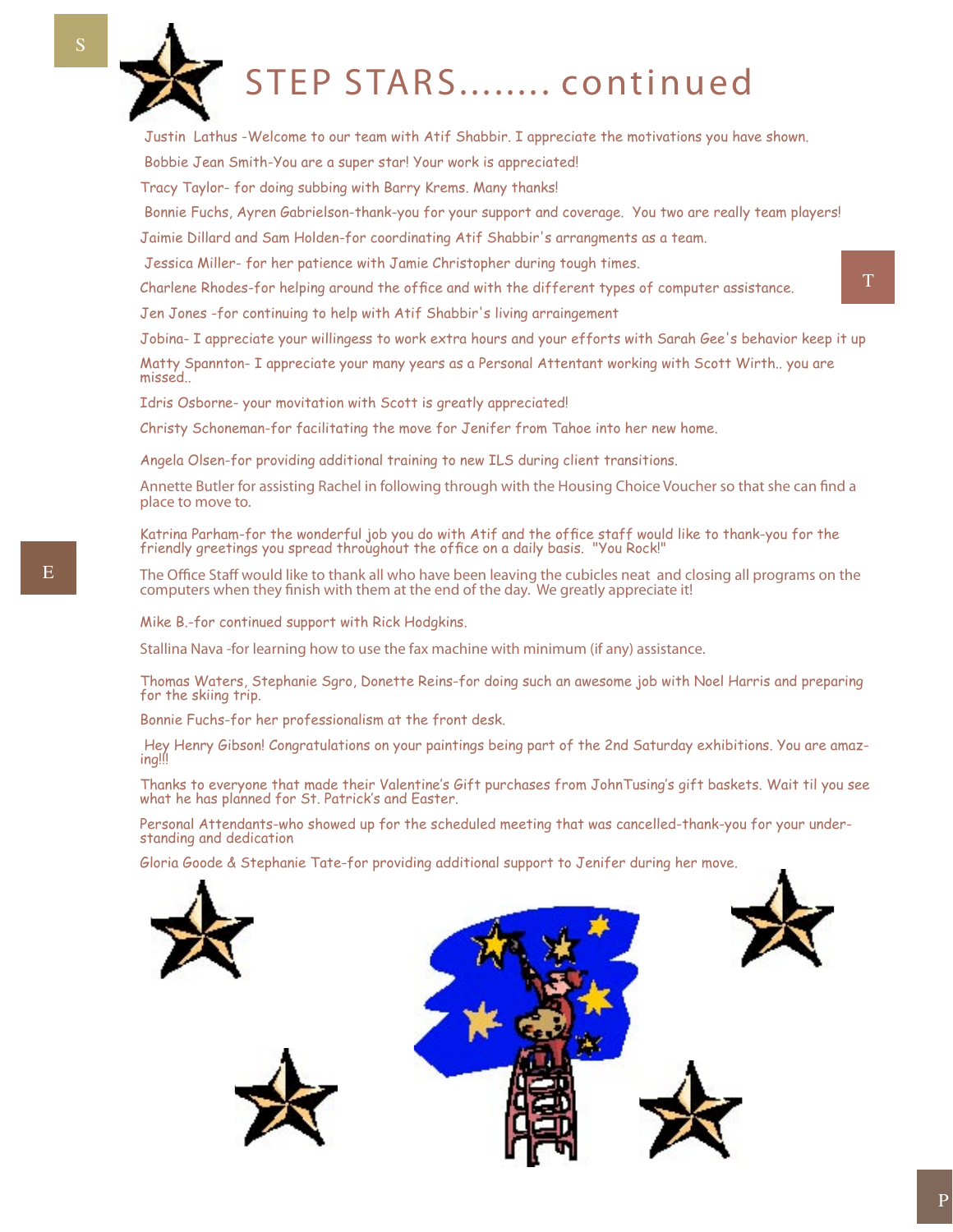# STEP STARS........ continued

Justin Lathus -Welcome to our team with Atif Shabbir. I appreciate the motivations you have shown.

Bobbie Jean Smith-You are a super star! Your work is appreciated!

Tracy Taylor- for doing subbing with Barry Krems. Many thanks!

Bonnie Fuchs, Ayren Gabrielson-thank-you for your support and coverage. You two are really team players!

Jaimie Dillard and Sam Holden-for coordinating Atif Shabbir's arrangments as a team.

Jessica Miller- for her patience with Jamie Christopher during tough times.

Charlene Rhodes-for helping around the office and with the different types of computer assistance.

Jen Jones -for continuing to help with Atif Shabbir's living arraingement

Jobina- I appreciate your willingess to work extra hours and your efforts with Sarah Gee's behavior keep it up

Matty Spannton- I appreciate your many years as a Personal Attentant working with Scott Wirth.. you are missed..

Idris Osborne- your movitation with Scott is greatly appreciated!

Christy Schoneman-for facilitating the move for Jenifer from Tahoe into her new home.

Angela Olsen-for providing additional training to new ILS during client transitions.

Annette Butler for assisting Rachel in following through with the Housing Choice Voucher so that she can find a place to move to.

Katrina Parham-for the wonderful job you do with Atif and the office staff would like to thank-you for the friendly greetings you spread throughout the office on a daily basis. "You Rock!"

The Office Staff would like to thank all who have been leaving the cubicles neat and closing all programs on the computers when they finish with them at the end of the day. We greatly appreciate it!

Mike B.-for continued support with Rick Hodgkins.

Stallina Nava -for learning how to use the fax machine with minimum (if any) assistance.

Thomas Waters, Stephanie Sgro, Donette Reins-for doing such an awesome job with Noel Harris and preparing for the skiing trip.

Bonnie Fuchs-for her professionalism at the front desk.

Hey Henry Gibson! Congratulations on your paintings being part of the 2nd Saturday exhibitions. You are amazing!!!

Thanks to everyone that made their Valentine's Gift purchases from JohnTusing's gift baskets. Wait til you see what he has planned for St. Patrick's and Easter.

Personal Attendants-who showed up for the scheduled meeting that was cancelled-thank-you for your understanding and dedication

Gloria Goode & Stephanie Tate-for providing additional support to Jenifer during her move.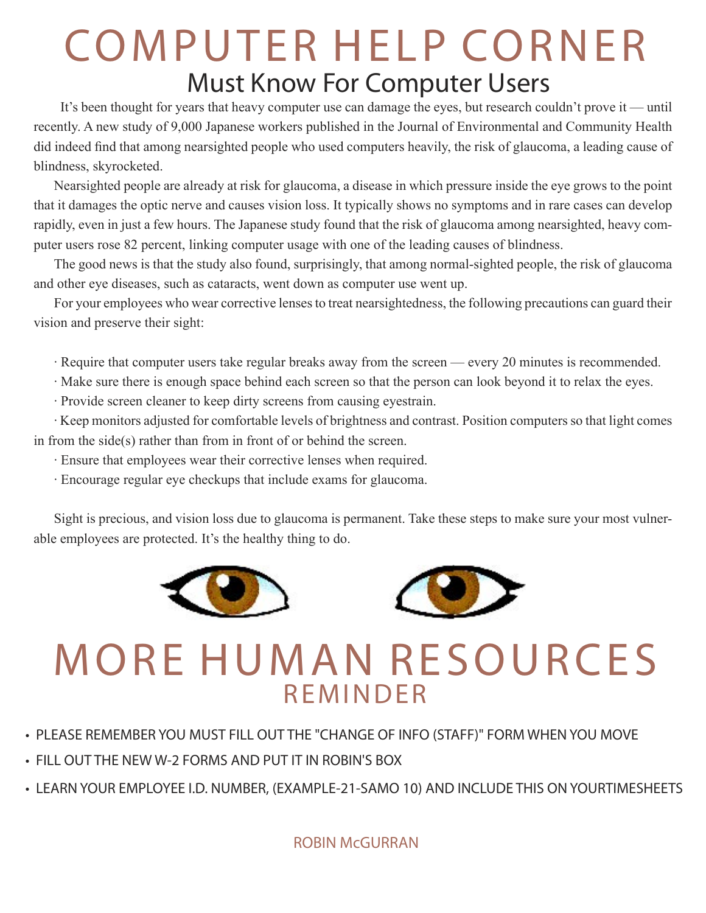# COMPUTER HELP CORNER

## Must Know For Computer Users

It's been thought for years that heavy computer use can damage the eyes, but research couldn't prove it — until recently. A new study of 9,000 Japanese workers published in the Journal of Environmental and Community Health did indeed find that among nearsighted people who used computers heavily, the risk of glaucoma, a leading cause of blindness, skyrocketed.

Nearsighted people are already at risk for glaucoma, a disease in which pressure inside the eye grows to the point that it damages the optic nerve and causes vision loss. It typically shows no symptoms and in rare cases can develop rapidly, even in just a few hours. The Japanese study found that the risk of glaucoma among nearsighted, heavy computer users rose 82 percent, linking computer usage with one of the leading causes of blindness.

The good news is that the study also found, surprisingly, that among normal-sighted people, the risk of glaucoma and other eye diseases, such as cataracts, went down as computer use went up.

For your employees who wear corrective lenses to treat nearsightedness, the following precautions can guard their vision and preserve their sight:

- Require that computer users take regular breaks away from the screen — every 20 minutes is recommended.
- Make sure there is enough space behind each screen so that the person can look beyond it to relax the eyes.
- Provide screen cleaner to keep dirty screens from causing eyestrain.
- Keep monitors adjusted for comfortable levels of brightness and contrast. Position computers so that light comes in from the side(s) rather than from in front of or behind the screen.
- Ensure that employees wear their corrective lenses when required.
- Encourage regular eye checkups that include exams for glaucoma.

Sight is precious, and vision loss due to glaucoma is permanent. Take these steps to make sure your most vulnerable employees are protected. It's the healthy thing to do.

# MORE HUMAN RESOURCES

## REMINDER

- PLEASE REMEMBER YOU MUST FILL OUT THE "CHANGE OF INFO (STAFF)" FORM WHEN YOU MOVE
- FILL OUT THE NEW W-2 FORMS AND PUT IT IN ROBIN'S BOX
- LEARN YOUR EMPLOYEE I.D. NUMBER, (EXAMPLE-21-SAMO 10) AND INCLUDE THIS ON YOURTIMESHEETS

ROBIN McGURRAN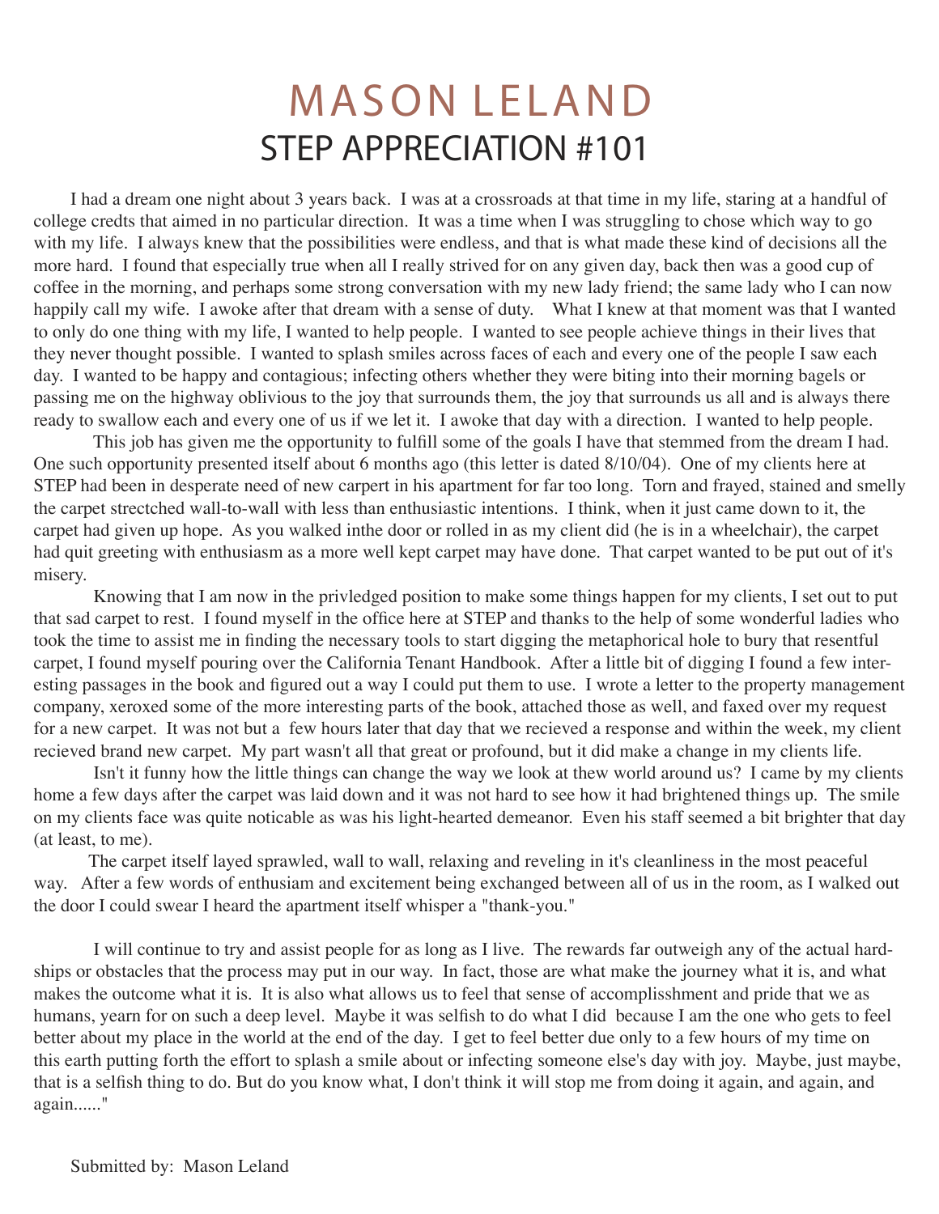# MASON LELAND
## STEP APPRECIATION #101

I had a dream one night about 3 years back. I was at a crossroads at that time in my life, staring at a handful of college credts that aimed in no particular direction. It was a time when I was struggling to chose which way to go with my life. I always knew that the possibilities were endless, and that is what made these kind of decisions all the more hard. I found that especially true when all I really strived for on any given day, back then was a good cup of coffee in the morning, and perhaps some strong conversation with my new lady friend; the same lady who I can now happily call my wife. I awoke after that dream with a sense of duty. What I knew at that moment was that I wanted to only do one thing with my life, I wanted to help people. I wanted to see people achieve things in their lives that they never thought possible. I wanted to splash smiles across faces of each and every one of the people I saw each day. I wanted to be happy and contagious; infecting others whether they were biting into their morning bagels or passing me on the highway oblivious to the joy that surrounds them, the joy that surrounds us all and is always there ready to swallow each and every one of us if we let it. I awoke that day with a direction. I wanted to help people.

This job has given me the opportunity to fulfill some of the goals I have that stemmed from the dream I had. One such opportunity presented itself about 6 months ago (this letter is dated 8/10/04). One of my clients here at STEP had been in desperate need of new carpert in his apartment for far too long. Torn and frayed, stained and smelly the carpet strectched wall-to-wall with less than enthusiastic intentions. I think, when it just came down to it, the carpet had given up hope. As you walked inthe door or rolled in as my client did (he is in a wheelchair), the carpet had quit greeting with enthusiasm as a more well kept carpet may have done. That carpet wanted to be put out of it's misery.

Knowing that I am now in the privledged position to make some things happen for my clients, I set out to put that sad carpet to rest. I found myself in the office here at STEP and thanks to the help of some wonderful ladies who took the time to assist me in finding the necessary tools to start digging the metaphorical hole to bury that resentful carpet, I found myself pouring over the California Tenant Handbook. After a little bit of digging I found a few interesting passages in the book and figured out a way I could put them to use. I wrote a letter to the property management company, xeroxed some of the more interesting parts of the book, attached those as well, and faxed over my request for a new carpet. It was not but a few hours later that day that we recieved a response and within the week, my client recieved brand new carpet. My part wasn't all that great or profound, but it did make a change in my clients life.

Isn't it funny how the little things can change the way we look at thew world around us? I came by my clients home a few days after the carpet was laid down and it was not hard to see how it had brightened things up. The smile on my clients face was quite noticable as was his light-hearted demeanor. Even his staff seemed a bit brighter that day (at least, to me).

The carpet itself layed sprawled, wall to wall, relaxing and reveling in it's cleanliness in the most peaceful way. After a few words of enthusiam and excitement being exchanged between all of us in the room, as I walked out the door I could swear I heard the apartment itself whisper a "thank-you."

I will continue to try and assist people for as long as I live. The rewards far outweigh any of the actual hardships or obstacles that the process may put in our way. In fact, those are what make the journey what it is, and what makes the outcome what it is. It is also what allows us to feel that sense of accomplisshment and pride that we as humans, yearn for on such a deep level. Maybe it was selfish to do what I did because I am the one who gets to feel better about my place in the world at the end of the day. I get to feel better due only to a few hours of my time on this earth putting forth the effort to splash a smile about or infecting someone else's day with joy. Maybe, just maybe, that is a selfish thing to do. But do you know what, I don't think it will stop me from doing it again, and again, and again......"

Submitted by: Mason Leland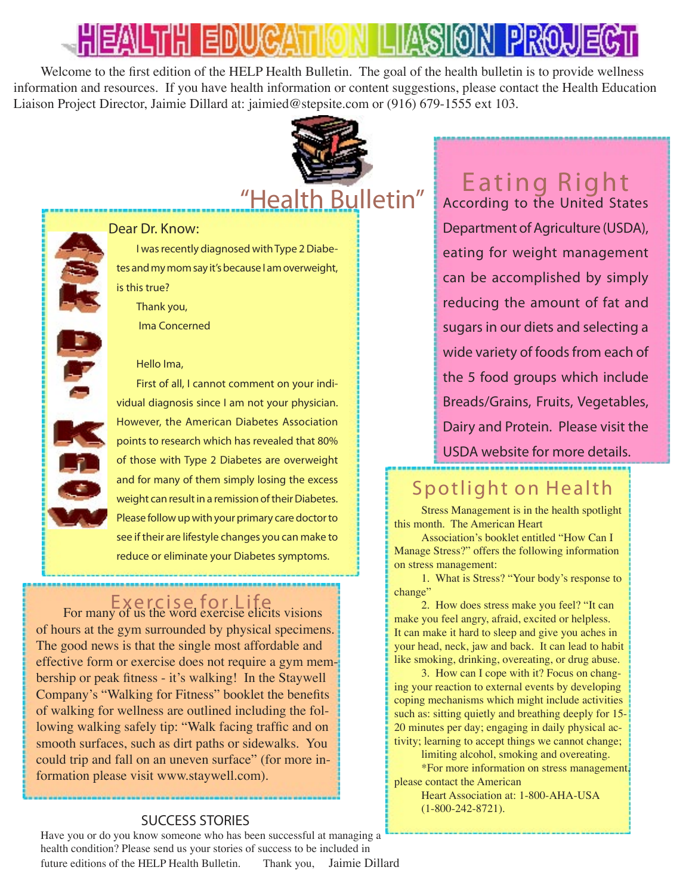# HEALTH EDUCATION LIASION PROJECT

Welcome to the first edition of the HELP Health Bulletin. The goal of the health bulletin is to provide wellness information and resources. If you have health information or content suggestions, please contact the Health Education Liaison Project Director, Jaimie Dillard at: jaimied@stepsite.com or (916) 679-1555 ext 103.

## "Health Bulletin"

### Ask Dr. Know

Dear Dr. Know:

I was recently diagnosed with Type 2 Diabetes and my mom say it's because I am overweight, is this true?

Thank you,
Ima Concerned

Hello Ima,

First of all, I cannot comment on your individual diagnosis since I am not your physician. However, the American Diabetes Association points to research which has revealed that 80% of those with Type 2 Diabetes are overweight and for many of them simply losing the excess weight can result in a remission of their Diabetes. Please follow up with your primary care doctor to see if their are lifestyle changes you can make to reduce or eliminate your Diabetes symptoms.

### Eating Right

According to the United States Department of Agriculture (USDA), eating for weight management can be accomplished by simply reducing the amount of fat and sugars in our diets and selecting a wide variety of foods from each of the 5 food groups which include Breads/Grains, Fruits, Vegetables, Dairy and Protein. Please visit the USDA website for more details.

### Exercise for Life

For many of us the word exercise elicits visions of hours at the gym surrounded by physical specimens. The good news is that the single most affordable and effective form or exercise does not require a gym membership or peak fitness - it's walking! In the Staywell Company's "Walking for Fitness" booklet the benefits of walking for wellness are outlined including the following walking safely tip: "Walk facing traffic and on smooth surfaces, such as dirt paths or sidewalks. You could trip and fall on an uneven surface" (for more information please visit www.staywell.com).

### Spotlight on Health

Stress Management is in the health spotlight this month. The American Heart Association's booklet entitled "How Can I Manage Stress?" offers the following information on stress management:

1. What is Stress? "Your body's response to change"
2. How does stress make you feel? "It can make you feel angry, afraid, excited or helpless. It can make it hard to sleep and give you aches in your head, neck, jaw and back. It can lead to habit like smoking, drinking, overeating, or drug abuse.
3. How can I cope with it? Focus on changing your reaction to external events by developing coping mechanisms which might include activities such as: sitting quietly and breathing deeply for 15-20 minutes per day; engaging in daily physical activity; learning to accept things we cannot change; limiting alcohol, smoking and overeating.

*For more information on stress management, please contact the American Heart Association at: 1-800-AHA-USA (1-800-242-8721).

### SUCCESS STORIES

Have you or do you know someone who has been successful at managing a health condition? Please send us your stories of success to be included in future editions of the HELP Health Bulletin. Thank you, Jaimie Dillard